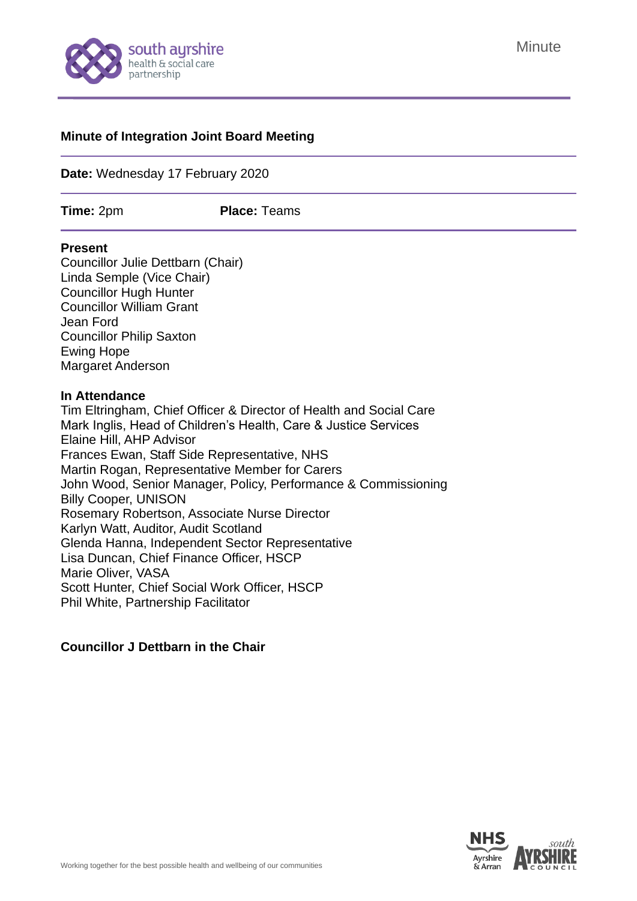Minute

# Minute of Integration Joint Board Meeting

**Date:** Wednesday 17 February 2020

**Time:** 2pm **Place:** Teams

**Present**
Councillor Julie Dettbarn (Chair)
Linda Semple (Vice Chair)
Councillor Hugh Hunter
Councillor William Grant
Jean Ford
Councillor Philip Saxton
Ewing Hope
Margaret Anderson

**In Attendance**
Tim Eltringham, Chief Officer & Director of Health and Social Care
Mark Inglis, Head of Children's Health, Care & Justice Services
Elaine Hill, AHP Advisor
Frances Ewan, Staff Side Representative, NHS
Martin Rogan, Representative Member for Carers
John Wood, Senior Manager, Policy, Performance & Commissioning
Billy Cooper, UNISON
Rosemary Robertson, Associate Nurse Director
Karlyn Watt, Auditor, Audit Scotland
Glenda Hanna, Independent Sector Representative
Lisa Duncan, Chief Finance Officer, HSCP
Marie Oliver, VASA
Scott Hunter, Chief Social Work Officer, HSCP
Phil White, Partnership Facilitator

**Councillor J Dettbarn in the Chair**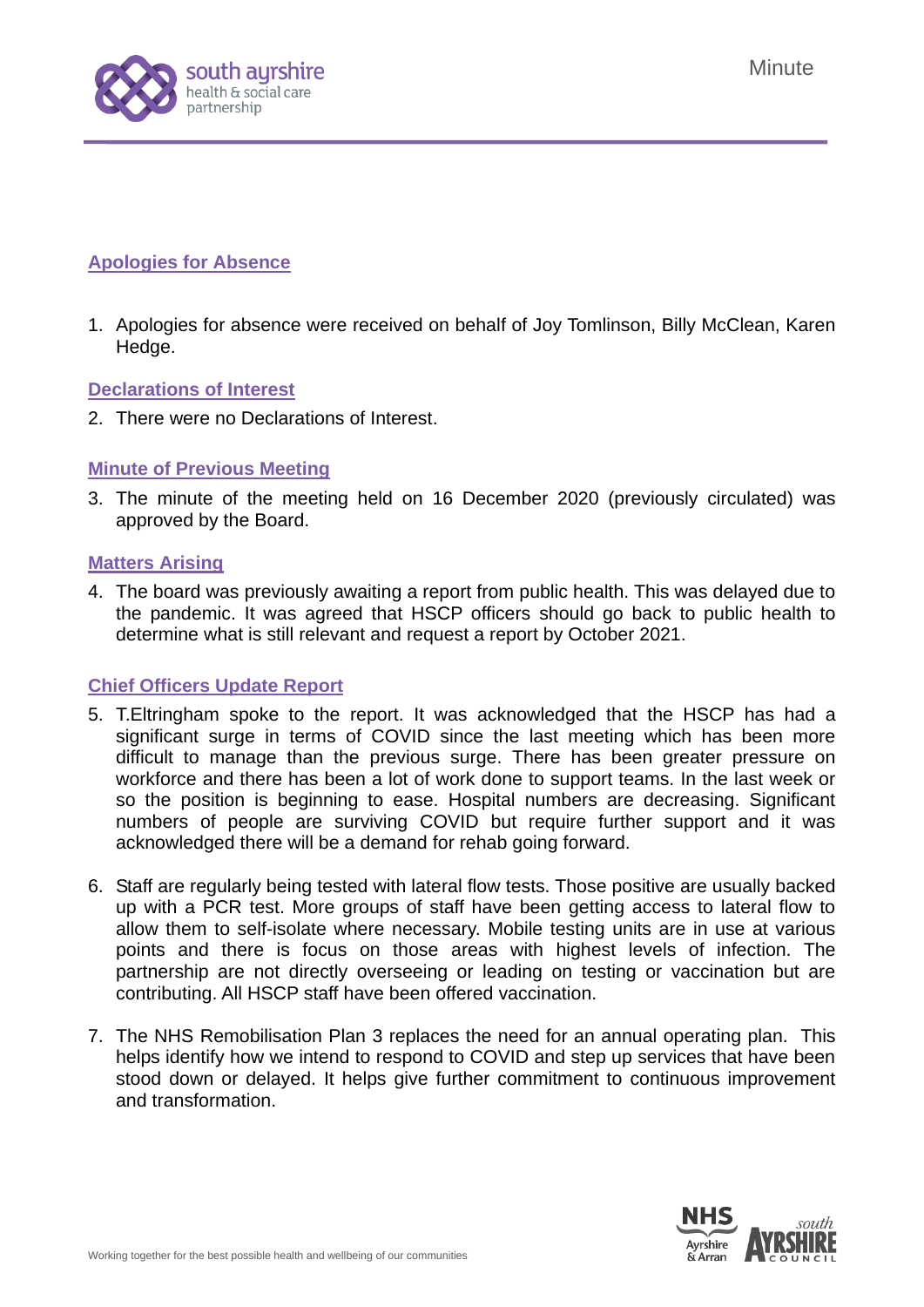## Apologies for Absence

1. Apologies for absence were received on behalf of Joy Tomlinson, Billy McClean, Karen Hedge.

## Declarations of Interest

2. There were no Declarations of Interest.

## Minute of Previous Meeting

3. The minute of the meeting held on 16 December 2020 (previously circulated) was approved by the Board.

## Matters Arising

4. The board was previously awaiting a report from public health. This was delayed due to the pandemic. It was agreed that HSCP officers should go back to public health to determine what is still relevant and request a report by October 2021.

## Chief Officers Update Report

5. T.Eltringham spoke to the report. It was acknowledged that the HSCP has had a significant surge in terms of COVID since the last meeting which has been more difficult to manage than the previous surge. There has been greater pressure on workforce and there has been a lot of work done to support teams. In the last week or so the position is beginning to ease. Hospital numbers are decreasing. Significant numbers of people are surviving COVID but require further support and it was acknowledged there will be a demand for rehab going forward.

6. Staff are regularly being tested with lateral flow tests. Those positive are usually backed up with a PCR test. More groups of staff have been getting access to lateral flow to allow them to self-isolate where necessary. Mobile testing units are in use at various points and there is focus on those areas with highest levels of infection. The partnership are not directly overseeing or leading on testing or vaccination but are contributing. All HSCP staff have been offered vaccination.

7. The NHS Remobilisation Plan 3 replaces the need for an annual operating plan. This helps identify how we intend to respond to COVID and step up services that have been stood down or delayed. It helps give further commitment to continuous improvement and transformation.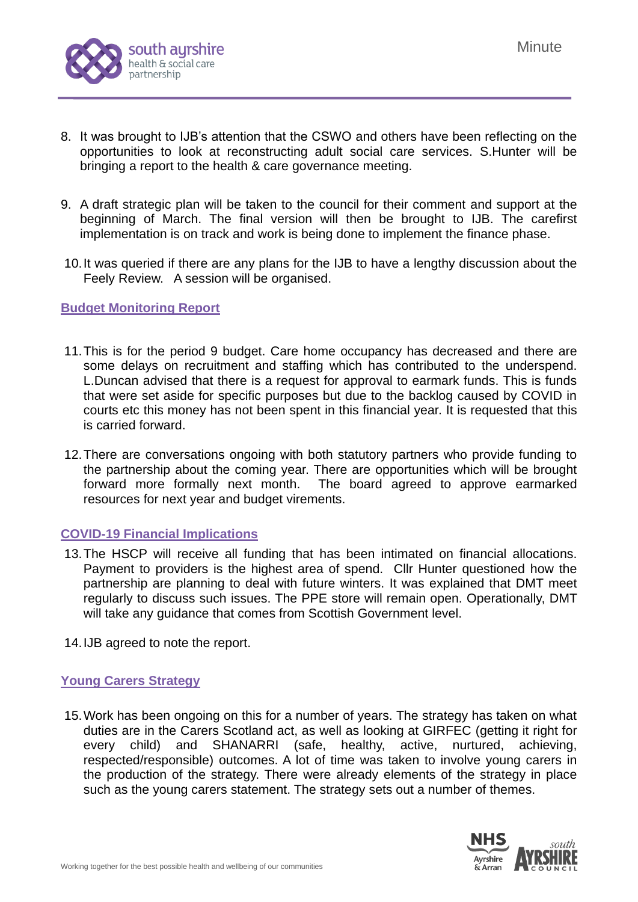8. It was brought to IJB's attention that the CSWO and others have been reflecting on the opportunities to look at reconstructing adult social care services. S.Hunter will be bringing a report to the health & care governance meeting.

9. A draft strategic plan will be taken to the council for their comment and support at the beginning of March. The final version will then be brought to IJB. The carefirst implementation is on track and work is being done to implement the finance phase.

10. It was queried if there are any plans for the IJB to have a lengthy discussion about the Feely Review. A session will be organised.

### Budget Monitoring Report

11. This is for the period 9 budget. Care home occupancy has decreased and there are some delays on recruitment and staffing which has contributed to the underspend. L.Duncan advised that there is a request for approval to earmark funds. This is funds that were set aside for specific purposes but due to the backlog caused by COVID in courts etc this money has not been spent in this financial year. It is requested that this is carried forward.

12. There are conversations ongoing with both statutory partners who provide funding to the partnership about the coming year. There are opportunities which will be brought forward more formally next month. The board agreed to approve earmarked resources for next year and budget virements.

### COVID-19 Financial Implications

13. The HSCP will receive all funding that has been intimated on financial allocations. Payment to providers is the highest area of spend. Cllr Hunter questioned how the partnership are planning to deal with future winters. It was explained that DMT meet regularly to discuss such issues. The PPE store will remain open. Operationally, DMT will take any guidance that comes from Scottish Government level.

14. IJB agreed to note the report.

### Young Carers Strategy

15. Work has been ongoing on this for a number of years. The strategy has taken on what duties are in the Carers Scotland act, as well as looking at GIRFEC (getting it right for every child) and SHANARRI (safe, healthy, active, nurtured, achieving, respected/responsible) outcomes. A lot of time was taken to involve young carers in the production of the strategy. There were already elements of the strategy in place such as the young carers statement. The strategy sets out a number of themes.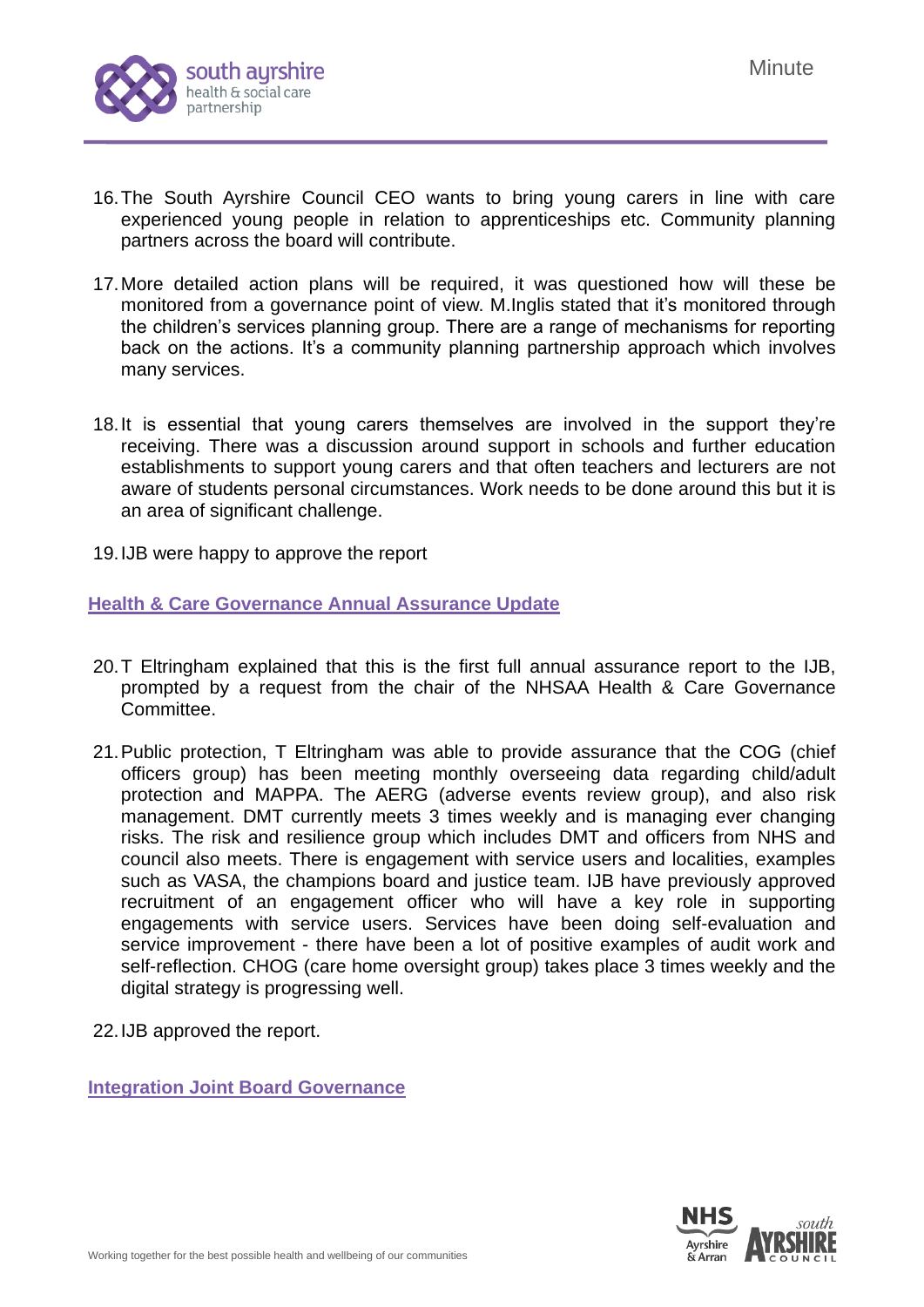16. The South Ayrshire Council CEO wants to bring young carers in line with care experienced young people in relation to apprenticeships etc. Community planning partners across the board will contribute.

17. More detailed action plans will be required, it was questioned how will these be monitored from a governance point of view. M.Inglis stated that it's monitored through the children's services planning group. There are a range of mechanisms for reporting back on the actions. It's a community planning partnership approach which involves many services.

18. It is essential that young carers themselves are involved in the support they're receiving. There was a discussion around support in schools and further education establishments to support young carers and that often teachers and lecturers are not aware of students personal circumstances. Work needs to be done around this but it is an area of significant challenge.

19. IJB were happy to approve the report

## Health & Care Governance Annual Assurance Update

20. T Eltringham explained that this is the first full annual assurance report to the IJB, prompted by a request from the chair of the NHSAA Health & Care Governance Committee.

21. Public protection, T Eltringham was able to provide assurance that the COG (chief officers group) has been meeting monthly overseeing data regarding child/adult protection and MAPPA. The AERG (adverse events review group), and also risk management. DMT currently meets 3 times weekly and is managing ever changing risks. The risk and resilience group which includes DMT and officers from NHS and council also meets. There is engagement with service users and localities, examples such as VASA, the champions board and justice team. IJB have previously approved recruitment of an engagement officer who will have a key role in supporting engagements with service users. Services have been doing self-evaluation and service improvement - there have been a lot of positive examples of audit work and self-reflection. CHOG (care home oversight group) takes place 3 times weekly and the digital strategy is progressing well.

22. IJB approved the report.

## Integration Joint Board Governance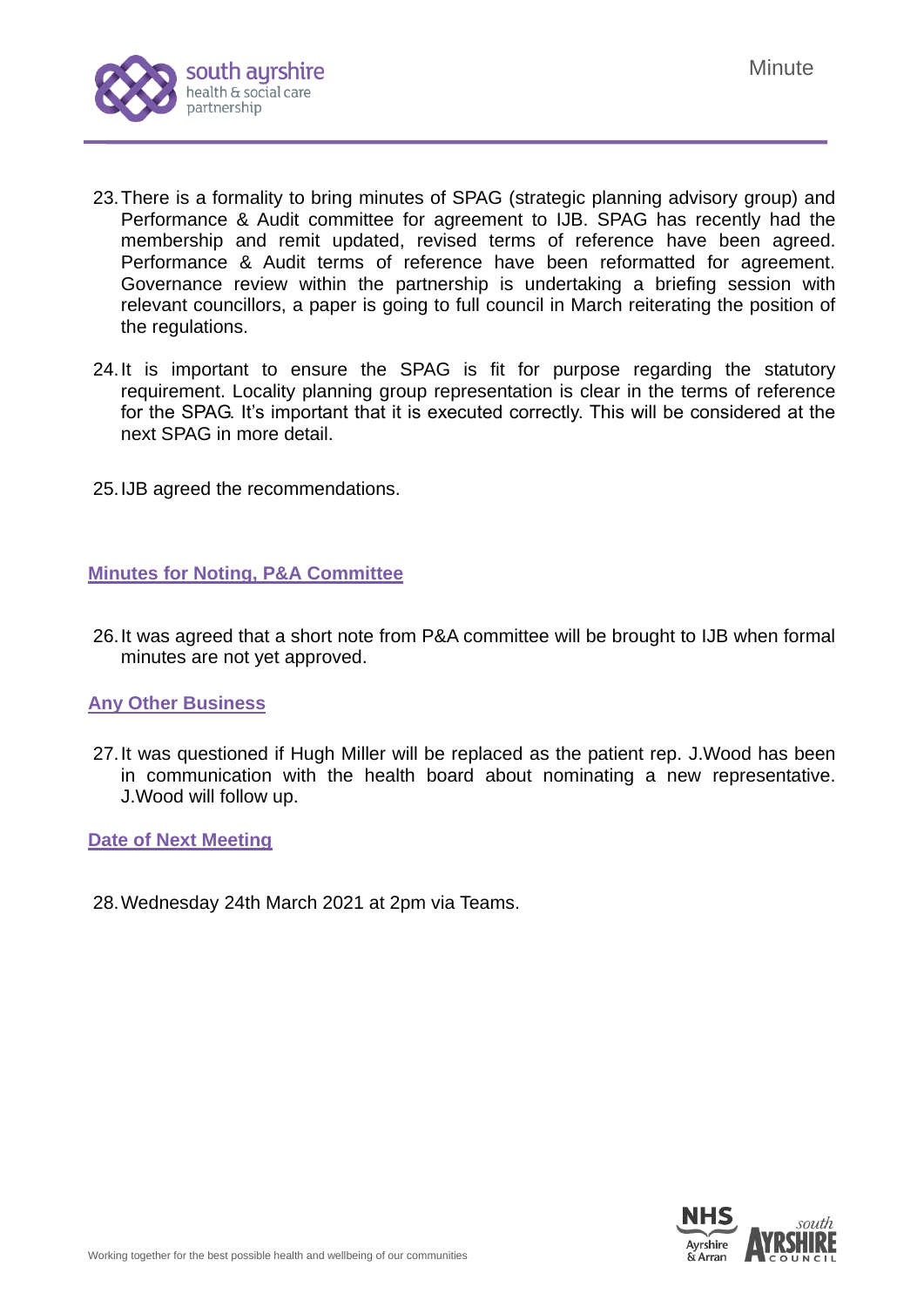23. There is a formality to bring minutes of SPAG (strategic planning advisory group) and Performance & Audit committee for agreement to IJB. SPAG has recently had the membership and remit updated, revised terms of reference have been agreed. Performance & Audit terms of reference have been reformatted for agreement. Governance review within the partnership is undertaking a briefing session with relevant councillors, a paper is going to full council in March reiterating the position of the regulations.

24. It is important to ensure the SPAG is fit for purpose regarding the statutory requirement. Locality planning group representation is clear in the terms of reference for the SPAG. It's important that it is executed correctly. This will be considered at the next SPAG in more detail.

25. IJB agreed the recommendations.

## Minutes for Noting, P&A Committee

26. It was agreed that a short note from P&A committee will be brought to IJB when formal minutes are not yet approved.

## Any Other Business

27. It was questioned if Hugh Miller will be replaced as the patient rep. J.Wood has been in communication with the health board about nominating a new representative. J.Wood will follow up.

## Date of Next Meeting

28. Wednesday 24th March 2021 at 2pm via Teams.